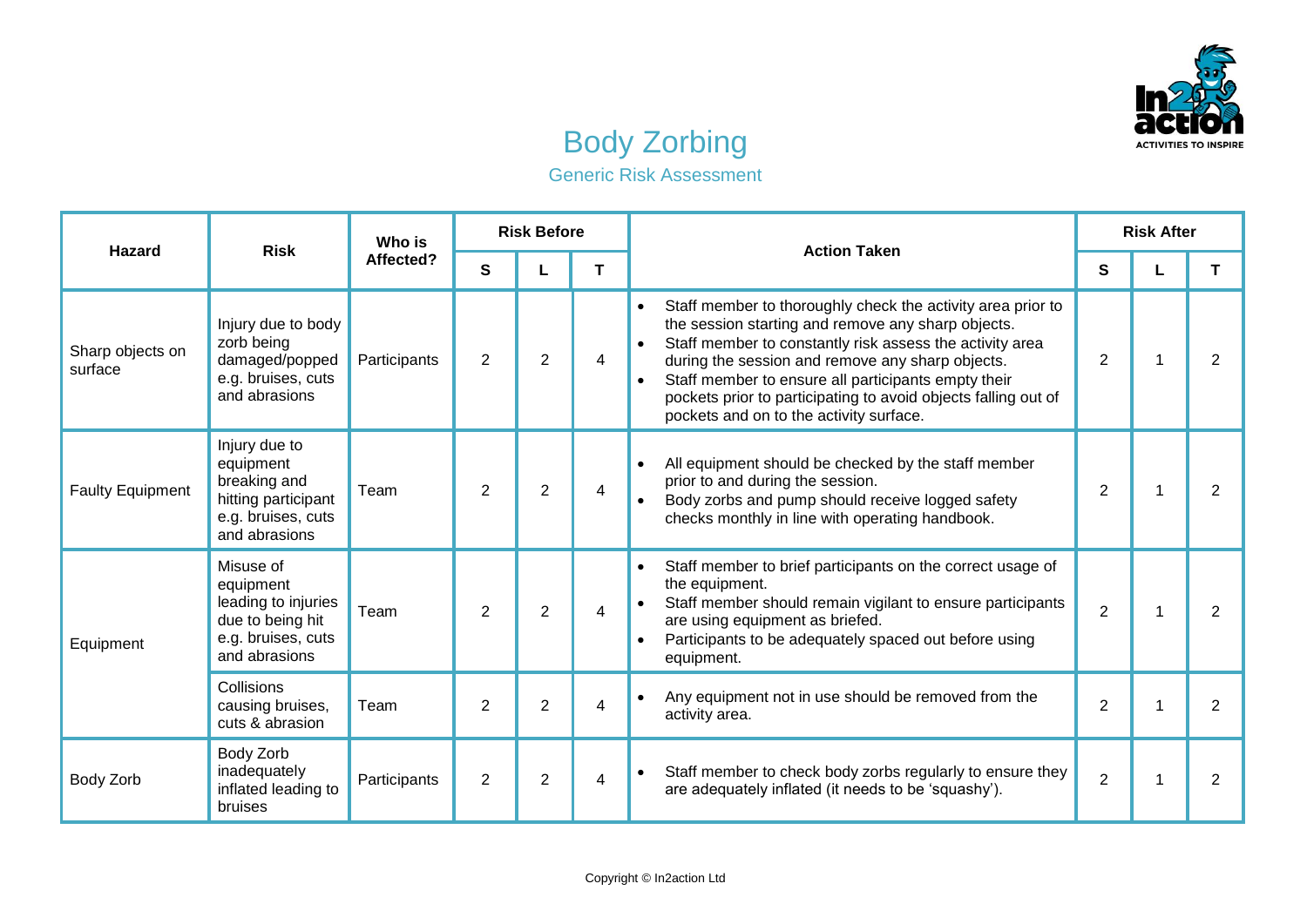# Body Zorbing

## Generic Risk Assessment

| Hazard | Risk | Who is Affected? | Risk Before | | | Action Taken | Risk After | | |
|---|---|---|---|---|---|---|---|---|---|
| | | | S | L | T | | S | L | T |
| Sharp objects on surface | Injury due to body zorb being damaged/popped e.g. bruises, cuts and abrasions | Participants | 2 | 2 | 4 | • Staff member to thoroughly check the activity area prior to the session starting and remove any sharp objects.<br>• Staff member to constantly risk assess the activity area during the session and remove any sharp objects.<br>• Staff member to ensure all participants empty their pockets prior to participating to avoid objects falling out of pockets and on to the activity surface. | 2 | 1 | 2 |
| Faulty Equipment | Injury due to equipment breaking and hitting participant e.g. bruises, cuts and abrasions | Team | 2 | 2 | 4 | • All equipment should be checked by the staff member prior to and during the session.<br>• Body zorbs and pump should receive logged safety checks monthly in line with operating handbook. | 2 | 1 | 2 |
| Equipment | Misuse of equipment leading to injuries due to being hit e.g. bruises, cuts and abrasions | Team | 2 | 2 | 4 | • Staff member to brief participants on the correct usage of the equipment.<br>• Staff member should remain vigilant to ensure participants are using equipment as briefed.<br>• Participants to be adequately spaced out before using equipment. | 2 | 1 | 2 |
| | Collisions causing bruises, cuts & abrasion | Team | 2 | 2 | 4 | • Any equipment not in use should be removed from the activity area. | 2 | 1 | 2 |
| Body Zorb | Body Zorb inadequately inflated leading to bruises | Participants | 2 | 2 | 4 | • Staff member to check body zorbs regularly to ensure they are adequately inflated (it needs to be 'squashy'). | 2 | 1 | 2 |

Copyright © In2action Ltd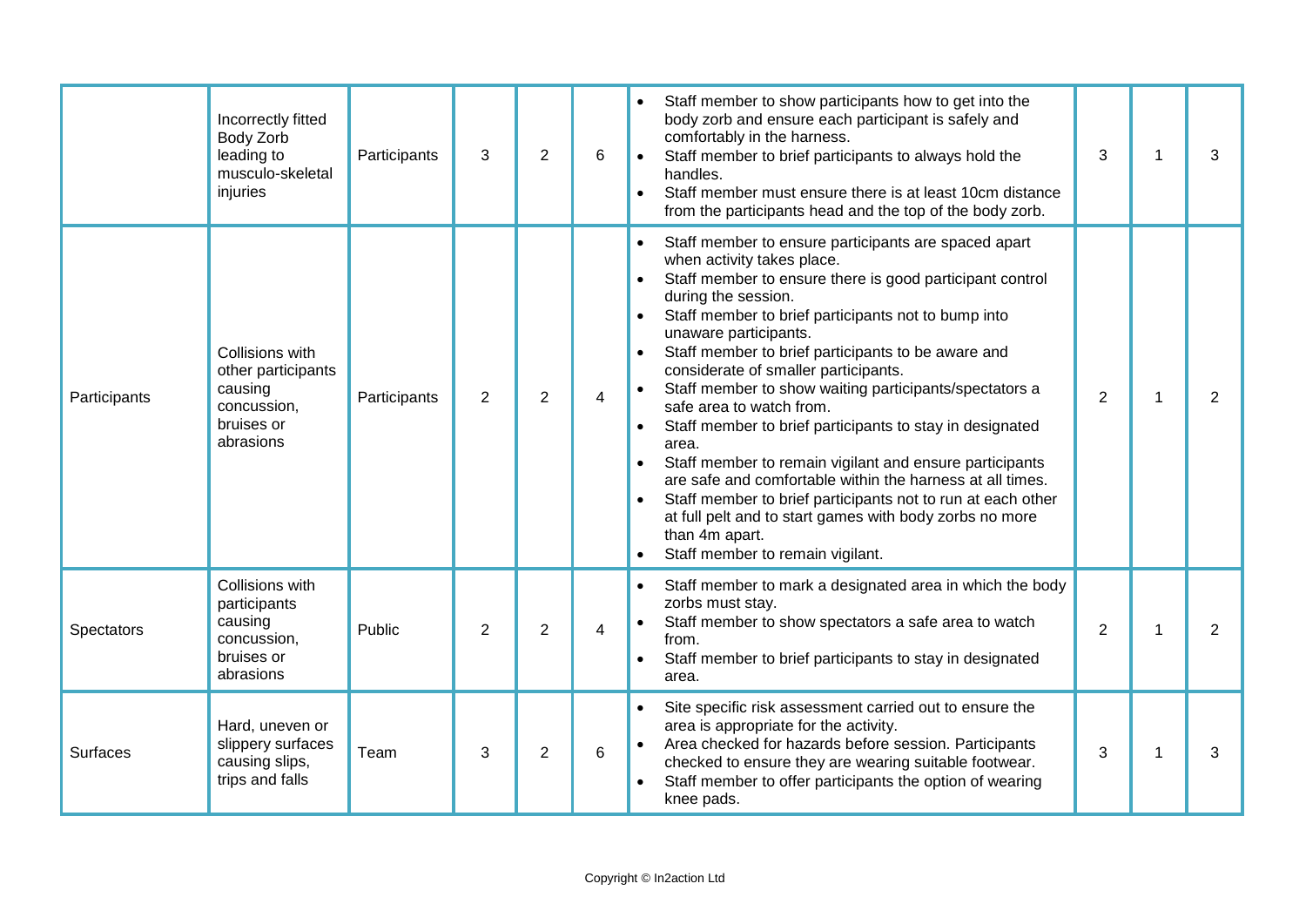| | | | | | | | | | |
|---|---|---|---|---|---|---|---|---|---|
| | Incorrectly fitted Body Zorb leading to musculo-skeletal injuries | Participants | 3 | 2 | 6 | • Staff member to show participants how to get into the body zorb and ensure each participant is safely and comfortably in the harness.<br>• Staff member to brief participants to always hold the handles.<br>• Staff member must ensure there is at least 10cm distance from the participants head and the top of the body zorb. | 3 | 1 | 3 |
| Participants | Collisions with other participants causing concussion, bruises or abrasions | Participants | 2 | 2 | 4 | • Staff member to ensure participants are spaced apart when activity takes place.<br>• Staff member to ensure there is good participant control during the session.<br>• Staff member to brief participants not to bump into unaware participants.<br>• Staff member to brief participants to be aware and considerate of smaller participants.<br>• Staff member to show waiting participants/spectators a safe area to watch from.<br>• Staff member to brief participants to stay in designated area.<br>• Staff member to remain vigilant and ensure participants are safe and comfortable within the harness at all times.<br>• Staff member to brief participants not to run at each other at full pelt and to start games with body zorbs no more than 4m apart.<br>• Staff member to remain vigilant. | 2 | 1 | 2 |
| Spectators | Collisions with participants causing concussion, bruises or abrasions | Public | 2 | 2 | 4 | • Staff member to mark a designated area in which the body zorbs must stay.<br>• Staff member to show spectators a safe area to watch from.<br>• Staff member to brief participants to stay in designated area. | 2 | 1 | 2 |
| Surfaces | Hard, uneven or slippery surfaces causing slips, trips and falls | Team | 3 | 2 | 6 | • Site specific risk assessment carried out to ensure the area is appropriate for the activity.<br>• Area checked for hazards before session. Participants checked to ensure they are wearing suitable footwear.<br>• Staff member to offer participants the option of wearing knee pads. | 3 | 1 | 3 |

Copyright © In2action Ltd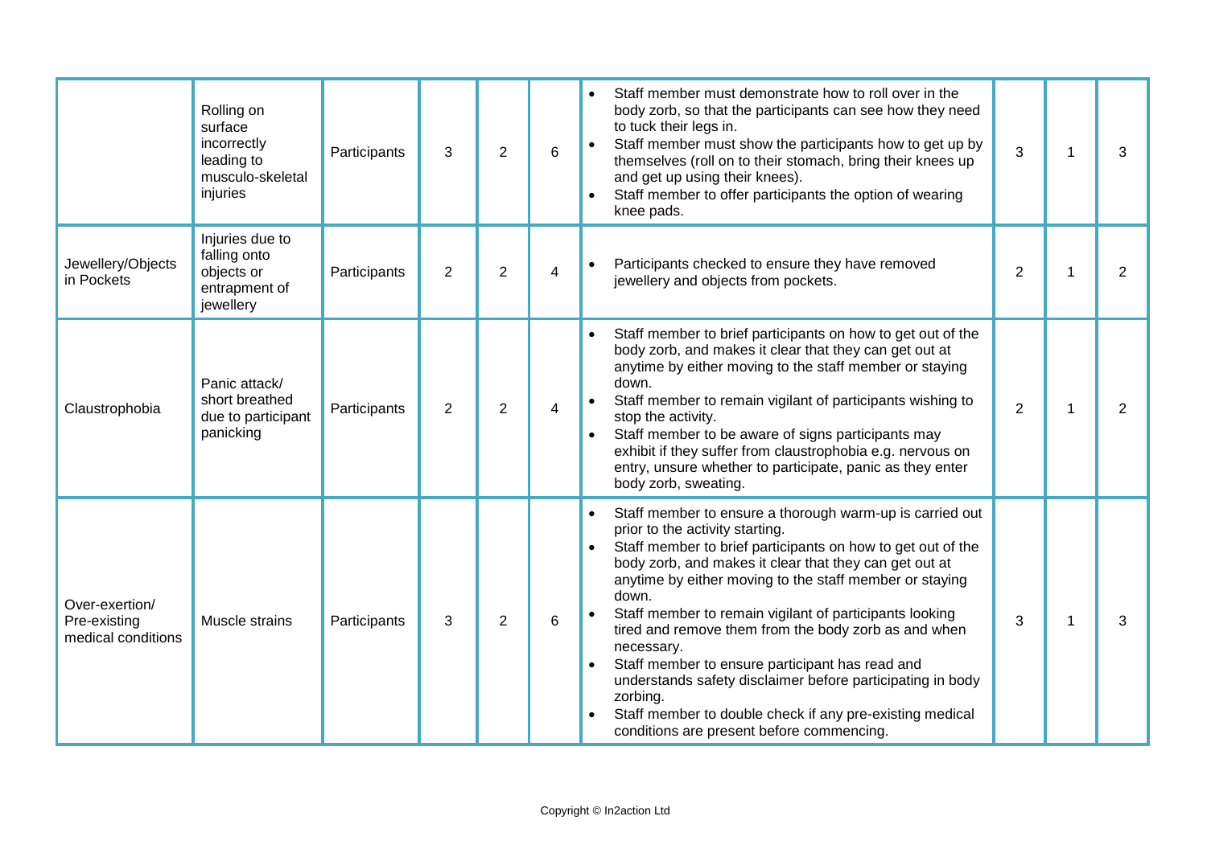| | | | | | | | | | |
|---|---|---|---|---|---|---|---|---|---|
| | Rolling on surface incorrectly leading to musculo-skeletal injuries | Participants | 3 | 2 | 6 | • Staff member must demonstrate how to roll over in the body zorb, so that the participants can see how they need to tuck their legs in.<br>• Staff member must show the participants how to get up by themselves (roll on to their stomach, bring their knees up and get up using their knees).<br>• Staff member to offer participants the option of wearing knee pads. | 3 | 1 | 3 |
| Jewellery/Objects in Pockets | Injuries due to falling onto objects or entrapment of jewellery | Participants | 2 | 2 | 4 | • Participants checked to ensure they have removed jewellery and objects from pockets. | 2 | 1 | 2 |
| Claustrophobia | Panic attack/ short breathed due to participant panicking | Participants | 2 | 2 | 4 | • Staff member to brief participants on how to get out of the body zorb, and makes it clear that they can get out at anytime by either moving to the staff member or staying down.<br>• Staff member to remain vigilant of participants wishing to stop the activity.<br>• Staff member to be aware of signs participants may exhibit if they suffer from claustrophobia e.g. nervous on entry, unsure whether to participate, panic as they enter body zorb, sweating. | 2 | 1 | 2 |
| Over-exertion/ Pre-existing medical conditions | Muscle strains | Participants | 3 | 2 | 6 | • Staff member to ensure a thorough warm-up is carried out prior to the activity starting.<br>• Staff member to brief participants on how to get out of the body zorb, and makes it clear that they can get out at anytime by either moving to the staff member or staying down.<br>• Staff member to remain vigilant of participants looking tired and remove them from the body zorb as and when necessary.<br>• Staff member to ensure participant has read and understands safety disclaimer before participating in body zorbing.<br>• Staff member to double check if any pre-existing medical conditions are present before commencing. | 3 | 1 | 3 |

Copyright © In2action Ltd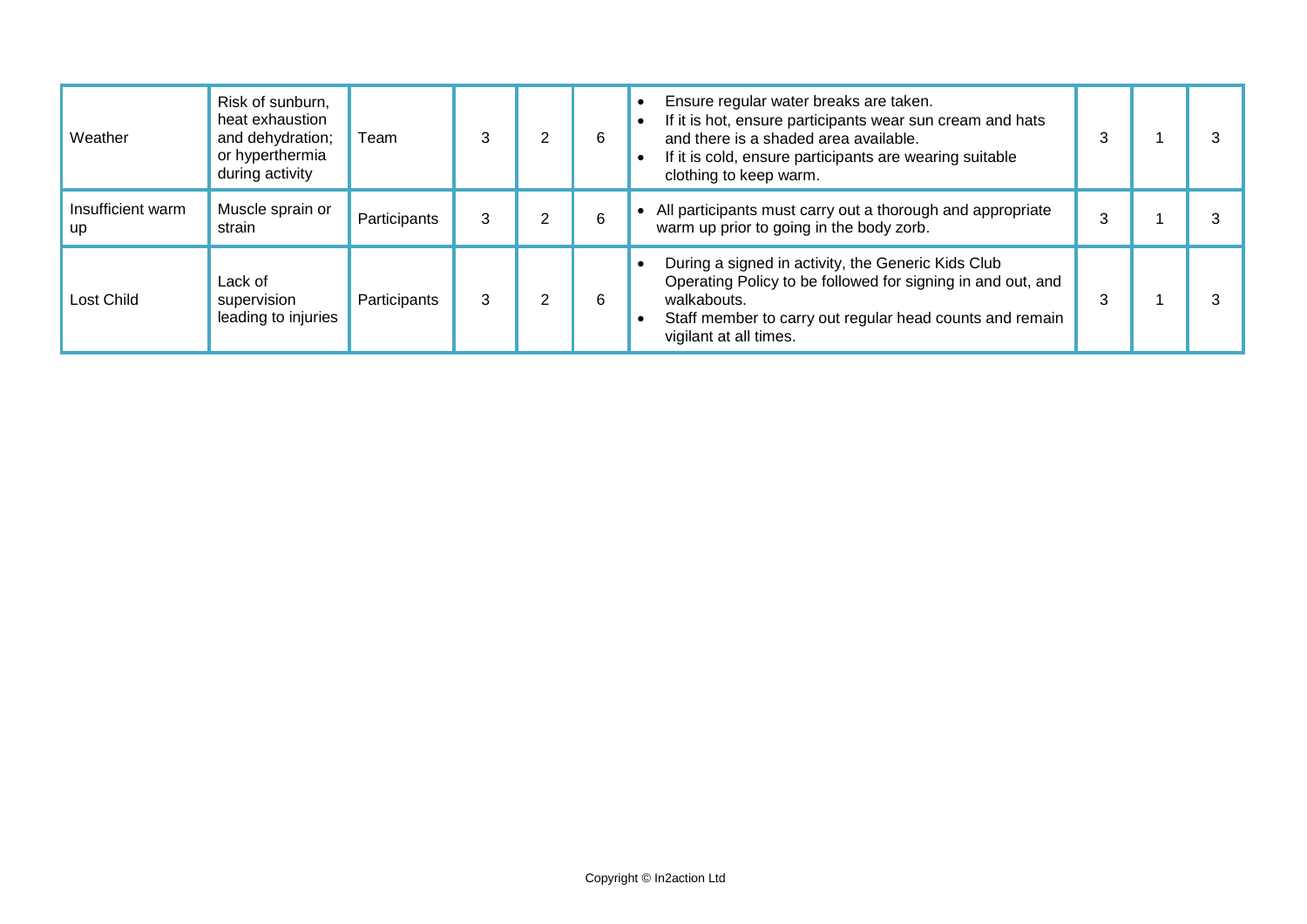| | | | | | | | | | |
|---|---|---|---|---|---|---|---|---|---|
| Weather | Risk of sunburn, heat exhaustion and dehydration; or hyperthermia during activity | Team | 3 | 2 | 6 | • Ensure regular water breaks are taken.<br>• If it is hot, ensure participants wear sun cream and hats and there is a shaded area available.<br>• If it is cold, ensure participants are wearing suitable clothing to keep warm. | 3 | 1 | 3 |
| Insufficient warm up | Muscle sprain or strain | Participants | 3 | 2 | 6 | • All participants must carry out a thorough and appropriate warm up prior to going in the body zorb. | 3 | 1 | 3 |
| Lost Child | Lack of supervision leading to injuries | Participants | 3 | 2 | 6 | • During a signed in activity, the Generic Kids Club Operating Policy to be followed for signing in and out, and walkabouts.<br>• Staff member to carry out regular head counts and remain vigilant at all times. | 3 | 1 | 3 |

Copyright © In2action Ltd